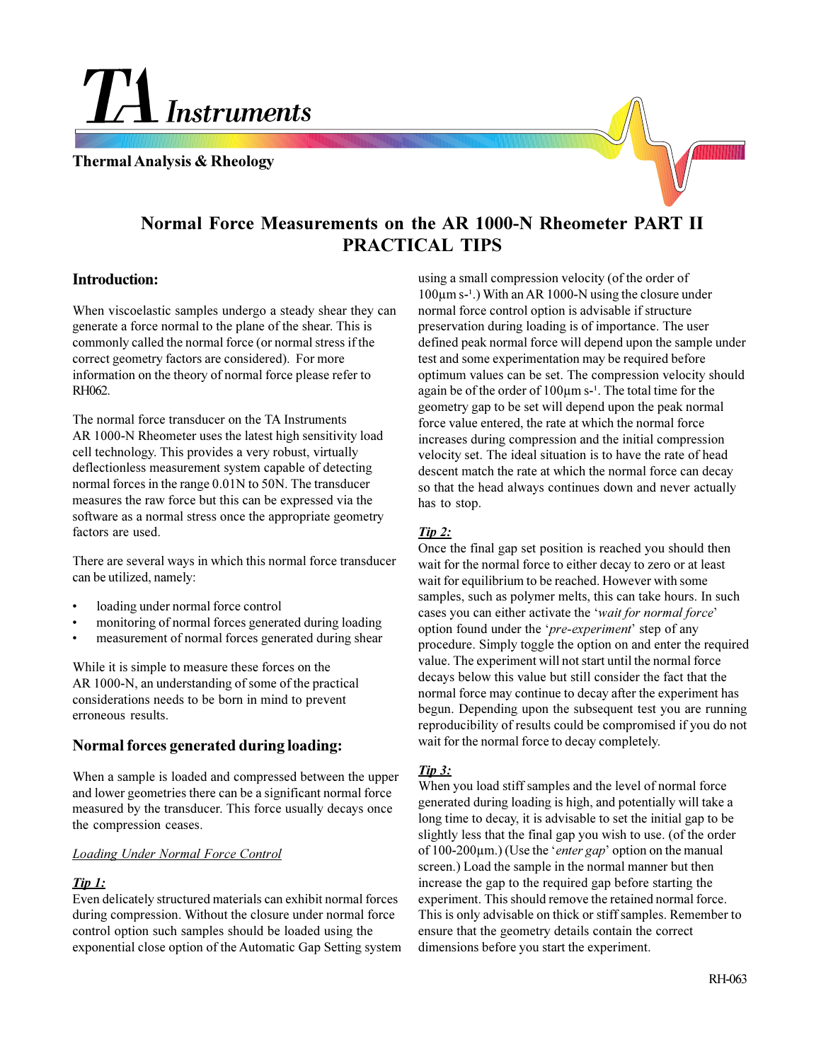# TA Instruments

**Thermal Analysis & Rheology**

## Normal Force Measurements on the AR 1000-N Rheometer PART II PRACTICAL TIPS

### Introduction:

When viscoelastic samples undergo a steady shear they can generate a force normal to the plane of the shear. This is commonly called the normal force (or normal stress if the correct geometry factors are considered). For more information on the theory of normal force please refer to RH062.

The normal force transducer on the TA Instruments AR 1000-N Rheometer uses the latest high sensitivity load cell technology. This provides a very robust, virtually deflectionless measurement system capable of detecting normal forces in the range 0.01N to 50N. The transducer measures the raw force but this can be expressed via the software as a normal stress once the appropriate geometry factors are used.

There are several ways in which this normal force transducer can be utilized, namely:

- loading under normal force control
- monitoring of normal forces generated during loading
- measurement of normal forces generated during shear

While it is simple to measure these forces on the AR 1000-N, an understanding of some of the practical considerations needs to be born in mind to prevent erroneous results.

### Normal forces generated during loading:

When a sample is loaded and compressed between the upper and lower geometries there can be a significant normal force measured by the transducer. This force usually decays once the compression ceases.

*Loading Under Normal Force Control*

***Tip 1:***

Even delicately structured materials can exhibit normal forces during compression. Without the closure under normal force control option such samples should be loaded using the exponential close option of the Automatic Gap Setting system using a small compression velocity (of the order of 100µm $s^{-1}$.) With an AR 1000-N using the closure under normal force control option is advisable if structure preservation during loading is of importance. The user defined peak normal force will depend upon the sample under test and some experimentation may be required before optimum values can be set. The compression velocity should again be of the order of 100µm $s^{-1}$. The total time for the geometry gap to be set will depend upon the peak normal force value entered, the rate at which the normal force increases during compression and the initial compression velocity set. The ideal situation is to have the rate of head descent match the rate at which the normal force can decay so that the head always continues down and never actually has to stop.

***Tip 2:***

Once the final gap set position is reached you should then wait for the normal force to either decay to zero or at least wait for equilibrium to be reached. However with some samples, such as polymer melts, this can take hours. In such cases you can either activate the '*wait for normal force*' option found under the '*pre-experiment*' step of any procedure. Simply toggle the option on and enter the required value. The experiment will not start until the normal force decays below this value but still consider the fact that the normal force may continue to decay after the experiment has begun. Depending upon the subsequent test you are running reproducibility of results could be compromised if you do not wait for the normal force to decay completely.

***Tip 3:***

When you load stiff samples and the level of normal force generated during loading is high, and potentially will take a long time to decay, it is advisable to set the initial gap to be slightly less that the final gap you wish to use. (of the order of 100-200µm.) (Use the '*enter gap*' option on the manual screen.) Load the sample in the normal manner but then increase the gap to the required gap before starting the experiment. This should remove the retained normal force. This is only advisable on thick or stiff samples. Remember to ensure that the geometry details contain the correct dimensions before you start the experiment.

RH-063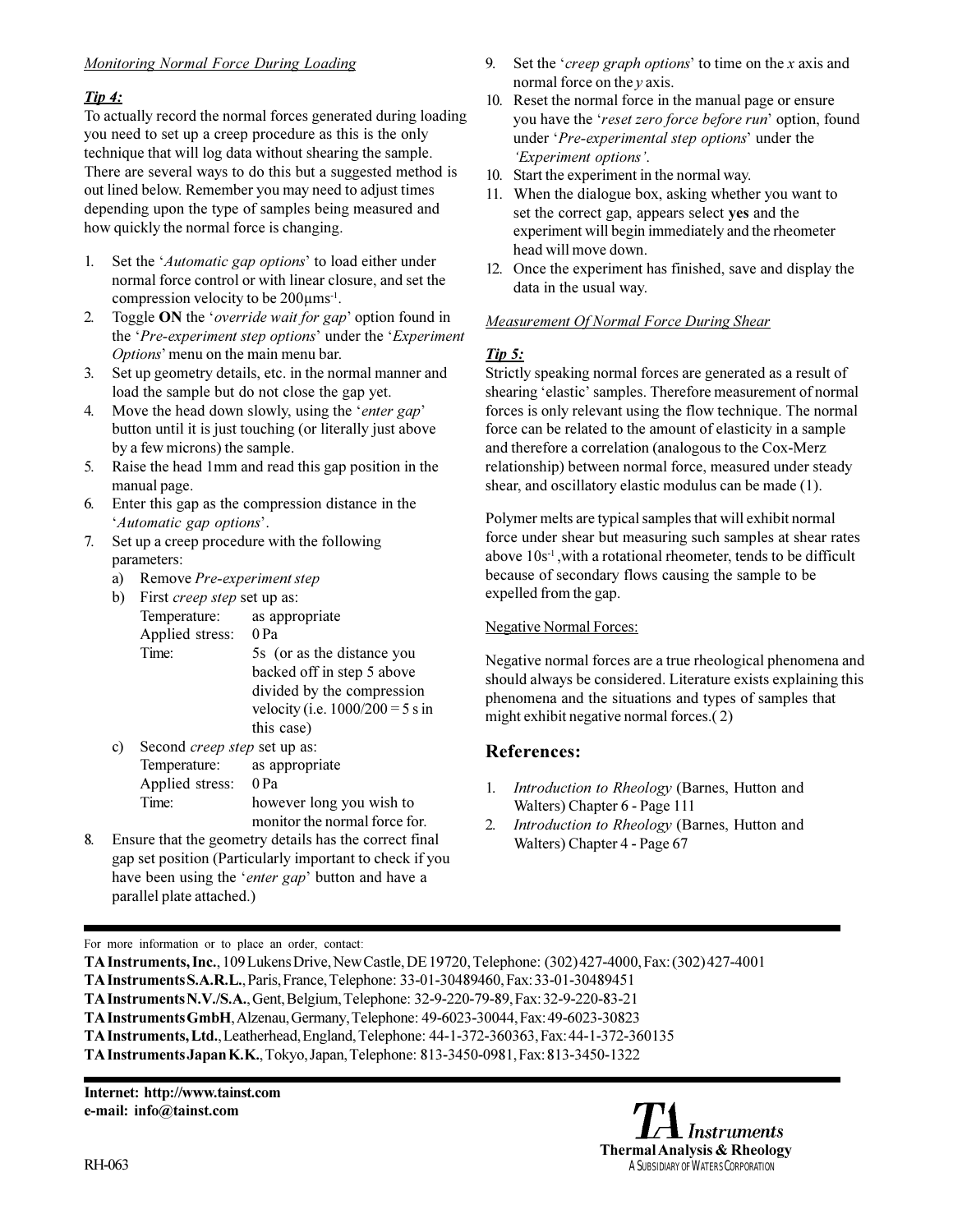*Monitoring Normal Force During Loading*

***Tip 4:***

To actually record the normal forces generated during loading you need to set up a creep procedure as this is the only technique that will log data without shearing the sample. There are several ways to do this but a suggested method is out lined below. Remember you may need to adjust times depending upon the type of samples being measured and how quickly the normal force is changing.

1. Set the '*Automatic gap options*' to load either under normal force control or with linear closure, and set the compression velocity to be 200μms$^{-1}$.
2. Toggle **ON** the '*override wait for gap*' option found in the '*Pre-experiment step options*' under the '*Experiment Options*' menu on the main menu bar.
3. Set up geometry details, etc. in the normal manner and load the sample but do not close the gap yet.
4. Move the head down slowly, using the '*enter gap*' button until it is just touching (or literally just above by a few microns) the sample.
5. Raise the head 1mm and read this gap position in the manual page.
6. Enter this gap as the compression distance in the '*Automatic gap options*'.
7. Set up a creep procedure with the following parameters:
   a) Remove *Pre-experiment step*
   b) First *creep step* set up as:
      Temperature: as appropriate
      Applied stress: 0 Pa
      Time: 5s (or as the distance you backed off in step 5 above divided by the compression velocity (i.e. 1000/200 = 5 s in this case)
   c) Second *creep step* set up as:
      Temperature: as appropriate
      Applied stress: 0 Pa
      Time: however long you wish to monitor the normal force for.
8. Ensure that the geometry details has the correct final gap set position (Particularly important to check if you have been using the '*enter gap*' button and have a parallel plate attached.)
9. Set the '*creep graph options*' to time on the *x* axis and normal force on the *y* axis.
10. Reset the normal force in the manual page or ensure you have the '*reset zero force before run*' option, found under '*Pre-experimental step options*' under the *'Experiment options'*.
10. Start the experiment in the normal way.
11. When the dialogue box, asking whether you want to set the correct gap, appears select **yes** and the experiment will begin immediately and the rheometer head will move down.
12. Once the experiment has finished, save and display the data in the usual way.

*Measurement Of Normal Force During Shear*

***Tip 5:***

Strictly speaking normal forces are generated as a result of shearing 'elastic' samples. Therefore measurement of normal forces is only relevant using the flow technique. The normal force can be related to the amount of elasticity in a sample and therefore a correlation (analogous to the Cox-Merz relationship) between normal force, measured under steady shear, and oscillatory elastic modulus can be made (1).

Polymer melts are typical samples that will exhibit normal force under shear but measuring such samples at shear rates above 10s$^{-1}$ ,with a rotational rheometer, tends to be difficult because of secondary flows causing the sample to be expelled from the gap.

Negative Normal Forces:

Negative normal forces are a true rheological phenomena and should always be considered. Literature exists explaining this phenomena and the situations and types of samples that might exhibit negative normal forces.( 2)

## References:

1. *Introduction to Rheology* (Barnes, Hutton and Walters) Chapter 6 - Page 111
2. *Introduction to Rheology* (Barnes, Hutton and Walters) Chapter 4 - Page 67

For more information or to place an order, contact:

**TA Instruments, Inc.**, 109 Lukens Drive, New Castle, DE 19720, Telephone: (302) 427-4000, Fax: (302) 427-4001
**TA Instruments S.A.R.L.**, Paris, France, Telephone: 33-01-30489460, Fax: 33-01-30489451
**TA Instruments N.V./S.A.**, Gent, Belgium, Telephone: 32-9-220-79-89, Fax: 32-9-220-83-21
**TA Instruments GmbH**, Alzenau, Germany, Telephone: 49-6023-30044, Fax: 49-6023-30823
**TA Instruments, Ltd.**, Leatherhead, England, Telephone: 44-1-372-360363, Fax: 44-1-372-360135
**TA Instruments Japan K.K.**, Tokyo, Japan, Telephone: 813-3450-0981, Fax: 813-3450-1322

**Internet: http://www.tainst.com**
**e-mail: info@tainst.com**

TA Instruments
**Thermal Analysis & Rheology**
A SUBSIDIARY OF WATERS CORPORATION

RH-063